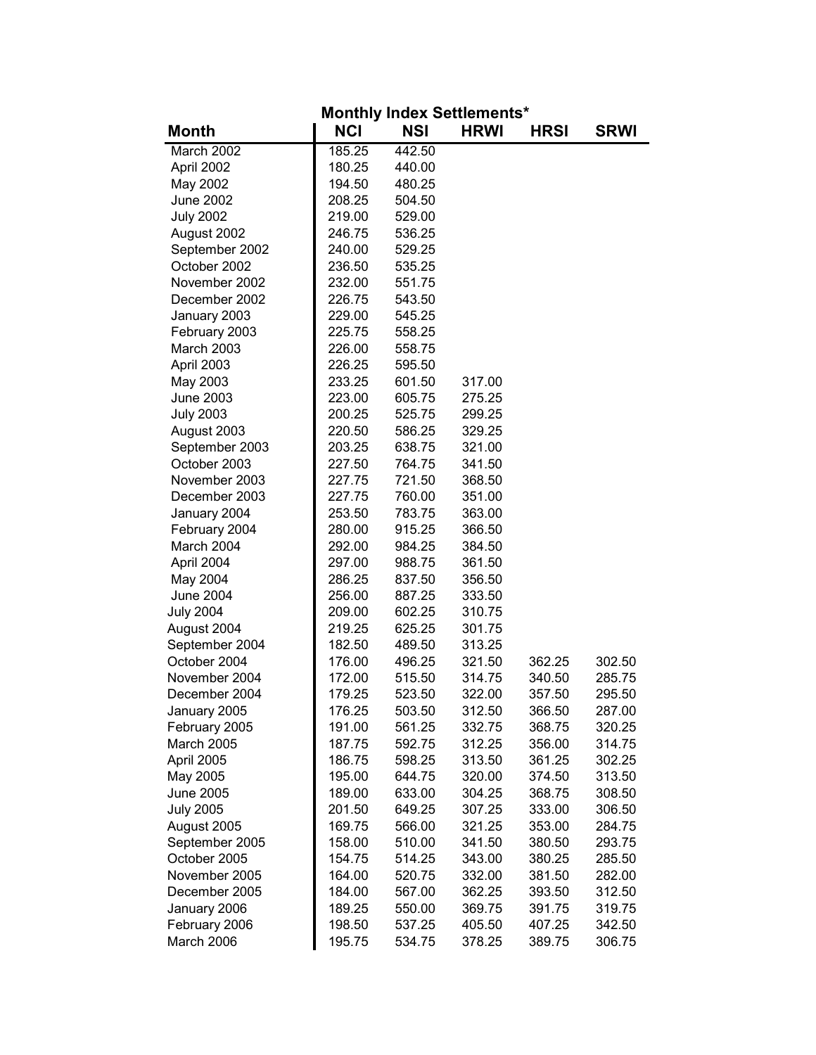## Monthly Index Settlements*

| Month | NCI | NSI | HRWI | HRSI | SRWI |
|---|---|---|---|---|---|
| March 2002 | 185.25 | 442.50 | | | |
| April 2002 | 180.25 | 440.00 | | | |
| May 2002 | 194.50 | 480.25 | | | |
| June 2002 | 208.25 | 504.50 | | | |
| July 2002 | 219.00 | 529.00 | | | |
| August 2002 | 246.75 | 536.25 | | | |
| September 2002 | 240.00 | 529.25 | | | |
| October 2002 | 236.50 | 535.25 | | | |
| November 2002 | 232.00 | 551.75 | | | |
| December 2002 | 226.75 | 543.50 | | | |
| January 2003 | 229.00 | 545.25 | | | |
| February 2003 | 225.75 | 558.25 | | | |
| March 2003 | 226.00 | 558.75 | | | |
| April 2003 | 226.25 | 595.50 | | | |
| May 2003 | 233.25 | 601.50 | 317.00 | | |
| June 2003 | 223.00 | 605.75 | 275.25 | | |
| July 2003 | 200.25 | 525.75 | 299.25 | | |
| August 2003 | 220.50 | 586.25 | 329.25 | | |
| September 2003 | 203.25 | 638.75 | 321.00 | | |
| October 2003 | 227.50 | 764.75 | 341.50 | | |
| November 2003 | 227.75 | 721.50 | 368.50 | | |
| December 2003 | 227.75 | 760.00 | 351.00 | | |
| January 2004 | 253.50 | 783.75 | 363.00 | | |
| February 2004 | 280.00 | 915.25 | 366.50 | | |
| March 2004 | 292.00 | 984.25 | 384.50 | | |
| April 2004 | 297.00 | 988.75 | 361.50 | | |
| May 2004 | 286.25 | 837.50 | 356.50 | | |
| June 2004 | 256.00 | 887.25 | 333.50 | | |
| July 2004 | 209.00 | 602.25 | 310.75 | | |
| August 2004 | 219.25 | 625.25 | 301.75 | | |
| September 2004 | 182.50 | 489.50 | 313.25 | | |
| October 2004 | 176.00 | 496.25 | 321.50 | 362.25 | 302.50 |
| November 2004 | 172.00 | 515.50 | 314.75 | 340.50 | 285.75 |
| December 2004 | 179.25 | 523.50 | 322.00 | 357.50 | 295.50 |
| January 2005 | 176.25 | 503.50 | 312.50 | 366.50 | 287.00 |
| February 2005 | 191.00 | 561.25 | 332.75 | 368.75 | 320.25 |
| March 2005 | 187.75 | 592.75 | 312.25 | 356.00 | 314.75 |
| April 2005 | 186.75 | 598.25 | 313.50 | 361.25 | 302.25 |
| May 2005 | 195.00 | 644.75 | 320.00 | 374.50 | 313.50 |
| June 2005 | 189.00 | 633.00 | 304.25 | 368.75 | 308.50 |
| July 2005 | 201.50 | 649.25 | 307.25 | 333.00 | 306.50 |
| August 2005 | 169.75 | 566.00 | 321.25 | 353.00 | 284.75 |
| September 2005 | 158.00 | 510.00 | 341.50 | 380.50 | 293.75 |
| October 2005 | 154.75 | 514.25 | 343.00 | 380.25 | 285.50 |
| November 2005 | 164.00 | 520.75 | 332.00 | 381.50 | 282.00 |
| December 2005 | 184.00 | 567.00 | 362.25 | 393.50 | 312.50 |
| January 2006 | 189.25 | 550.00 | 369.75 | 391.75 | 319.75 |
| February 2006 | 198.50 | 537.25 | 405.50 | 407.25 | 342.50 |
| March 2006 | 195.75 | 534.75 | 378.25 | 389.75 | 306.75 |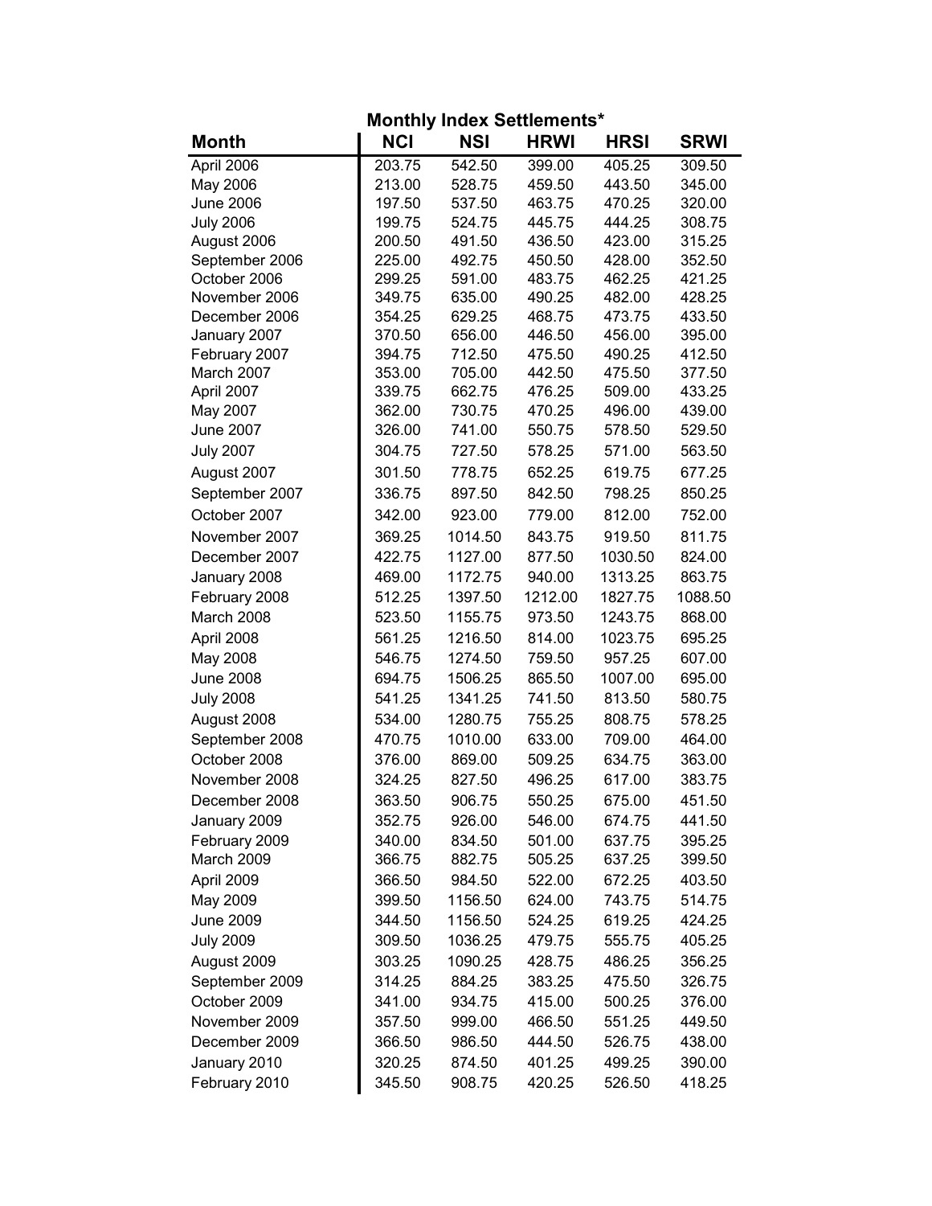## Monthly Index Settlements*

| Month | NCI | NSI | HRWI | HRSI | SRWI |
|---|---|---|---|---|---|
| April 2006 | 203.75 | 542.50 | 399.00 | 405.25 | 309.50 |
| May 2006 | 213.00 | 528.75 | 459.50 | 443.50 | 345.00 |
| June 2006 | 197.50 | 537.50 | 463.75 | 470.25 | 320.00 |
| July 2006 | 199.75 | 524.75 | 445.75 | 444.25 | 308.75 |
| August 2006 | 200.50 | 491.50 | 436.50 | 423.00 | 315.25 |
| September 2006 | 225.00 | 492.75 | 450.50 | 428.00 | 352.50 |
| October 2006 | 299.25 | 591.00 | 483.75 | 462.25 | 421.25 |
| November 2006 | 349.75 | 635.00 | 490.25 | 482.00 | 428.25 |
| December 2006 | 354.25 | 629.25 | 468.75 | 473.75 | 433.50 |
| January 2007 | 370.50 | 656.00 | 446.50 | 456.00 | 395.00 |
| February 2007 | 394.75 | 712.50 | 475.50 | 490.25 | 412.50 |
| March 2007 | 353.00 | 705.00 | 442.50 | 475.50 | 377.50 |
| April 2007 | 339.75 | 662.75 | 476.25 | 509.00 | 433.25 |
| May 2007 | 362.00 | 730.75 | 470.25 | 496.00 | 439.00 |
| June 2007 | 326.00 | 741.00 | 550.75 | 578.50 | 529.50 |
| July 2007 | 304.75 | 727.50 | 578.25 | 571.00 | 563.50 |
| August 2007 | 301.50 | 778.75 | 652.25 | 619.75 | 677.25 |
| September 2007 | 336.75 | 897.50 | 842.50 | 798.25 | 850.25 |
| October 2007 | 342.00 | 923.00 | 779.00 | 812.00 | 752.00 |
| November 2007 | 369.25 | 1014.50 | 843.75 | 919.50 | 811.75 |
| December 2007 | 422.75 | 1127.00 | 877.50 | 1030.50 | 824.00 |
| January 2008 | 469.00 | 1172.75 | 940.00 | 1313.25 | 863.75 |
| February 2008 | 512.25 | 1397.50 | 1212.00 | 1827.75 | 1088.50 |
| March 2008 | 523.50 | 1155.75 | 973.50 | 1243.75 | 868.00 |
| April 2008 | 561.25 | 1216.50 | 814.00 | 1023.75 | 695.25 |
| May 2008 | 546.75 | 1274.50 | 759.50 | 957.25 | 607.00 |
| June 2008 | 694.75 | 1506.25 | 865.50 | 1007.00 | 695.00 |
| July 2008 | 541.25 | 1341.25 | 741.50 | 813.50 | 580.75 |
| August 2008 | 534.00 | 1280.75 | 755.25 | 808.75 | 578.25 |
| September 2008 | 470.75 | 1010.00 | 633.00 | 709.00 | 464.00 |
| October 2008 | 376.00 | 869.00 | 509.25 | 634.75 | 363.00 |
| November 2008 | 324.25 | 827.50 | 496.25 | 617.00 | 383.75 |
| December 2008 | 363.50 | 906.75 | 550.25 | 675.00 | 451.50 |
| January 2009 | 352.75 | 926.00 | 546.00 | 674.75 | 441.50 |
| February 2009 | 340.00 | 834.50 | 501.00 | 637.75 | 395.25 |
| March 2009 | 366.75 | 882.75 | 505.25 | 637.25 | 399.50 |
| April 2009 | 366.50 | 984.50 | 522.00 | 672.25 | 403.50 |
| May 2009 | 399.50 | 1156.50 | 624.00 | 743.75 | 514.75 |
| June 2009 | 344.50 | 1156.50 | 524.25 | 619.25 | 424.25 |
| July 2009 | 309.50 | 1036.25 | 479.75 | 555.75 | 405.25 |
| August 2009 | 303.25 | 1090.25 | 428.75 | 486.25 | 356.25 |
| September 2009 | 314.25 | 884.25 | 383.25 | 475.50 | 326.75 |
| October 2009 | 341.00 | 934.75 | 415.00 | 500.25 | 376.00 |
| November 2009 | 357.50 | 999.00 | 466.50 | 551.25 | 449.50 |
| December 2009 | 366.50 | 986.50 | 444.50 | 526.75 | 438.00 |
| January 2010 | 320.25 | 874.50 | 401.25 | 499.25 | 390.00 |
| February 2010 | 345.50 | 908.75 | 420.25 | 526.50 | 418.25 |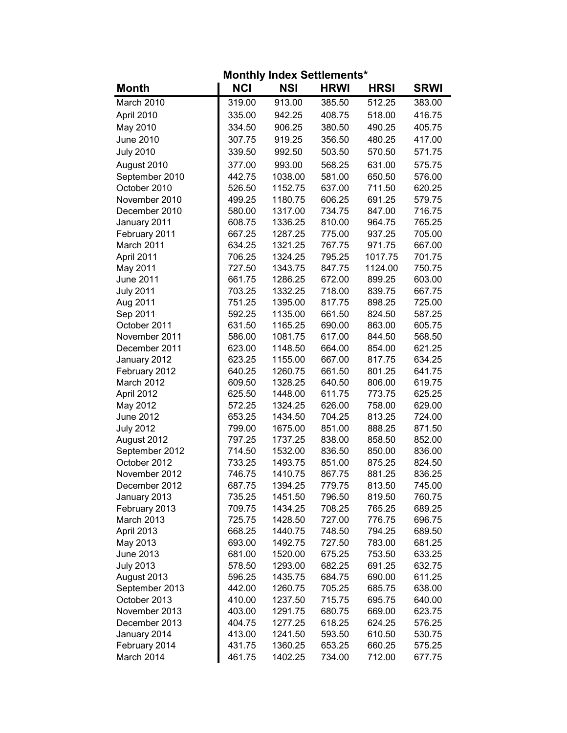## Monthly Index Settlements*

| Month | NCI | NSI | HRWI | HRSI | SRWI |
|---|---|---|---|---|---|
| March 2010 | 319.00 | 913.00 | 385.50 | 512.25 | 383.00 |
| April 2010 | 335.00 | 942.25 | 408.75 | 518.00 | 416.75 |
| May 2010 | 334.50 | 906.25 | 380.50 | 490.25 | 405.75 |
| June 2010 | 307.75 | 919.25 | 356.50 | 480.25 | 417.00 |
| July 2010 | 339.50 | 992.50 | 503.50 | 570.50 | 571.75 |
| August 2010 | 377.00 | 993.00 | 568.25 | 631.00 | 575.75 |
| September 2010 | 442.75 | 1038.00 | 581.00 | 650.50 | 576.00 |
| October 2010 | 526.50 | 1152.75 | 637.00 | 711.50 | 620.25 |
| November 2010 | 499.25 | 1180.75 | 606.25 | 691.25 | 579.75 |
| December 2010 | 580.00 | 1317.00 | 734.75 | 847.00 | 716.75 |
| January 2011 | 608.75 | 1336.25 | 810.00 | 964.75 | 765.25 |
| February 2011 | 667.25 | 1287.25 | 775.00 | 937.25 | 705.00 |
| March 2011 | 634.25 | 1321.25 | 767.75 | 971.75 | 667.00 |
| April 2011 | 706.25 | 1324.25 | 795.25 | 1017.75 | 701.75 |
| May 2011 | 727.50 | 1343.75 | 847.75 | 1124.00 | 750.75 |
| June 2011 | 661.75 | 1286.25 | 672.00 | 899.25 | 603.00 |
| July 2011 | 703.25 | 1332.25 | 718.00 | 839.75 | 667.75 |
| Aug 2011 | 751.25 | 1395.00 | 817.75 | 898.25 | 725.00 |
| Sep 2011 | 592.25 | 1135.00 | 661.50 | 824.50 | 587.25 |
| October 2011 | 631.50 | 1165.25 | 690.00 | 863.00 | 605.75 |
| November 2011 | 586.00 | 1081.75 | 617.00 | 844.50 | 568.50 |
| December 2011 | 623.00 | 1148.50 | 664.00 | 854.00 | 621.25 |
| January 2012 | 623.25 | 1155.00 | 667.00 | 817.75 | 634.25 |
| February 2012 | 640.25 | 1260.75 | 661.50 | 801.25 | 641.75 |
| March 2012 | 609.50 | 1328.25 | 640.50 | 806.00 | 619.75 |
| April 2012 | 625.50 | 1448.00 | 611.75 | 773.75 | 625.25 |
| May 2012 | 572.25 | 1324.25 | 626.00 | 758.00 | 629.00 |
| June 2012 | 653.25 | 1434.50 | 704.25 | 813.25 | 724.00 |
| July 2012 | 799.00 | 1675.00 | 851.00 | 888.25 | 871.50 |
| August 2012 | 797.25 | 1737.25 | 838.00 | 858.50 | 852.00 |
| September 2012 | 714.50 | 1532.00 | 836.50 | 850.00 | 836.00 |
| October 2012 | 733.25 | 1493.75 | 851.00 | 875.25 | 824.50 |
| November 2012 | 746.75 | 1410.75 | 867.75 | 881.25 | 836.25 |
| December 2012 | 687.75 | 1394.25 | 779.75 | 813.50 | 745.00 |
| January 2013 | 735.25 | 1451.50 | 796.50 | 819.50 | 760.75 |
| February 2013 | 709.75 | 1434.25 | 708.25 | 765.25 | 689.25 |
| March 2013 | 725.75 | 1428.50 | 727.00 | 776.75 | 696.75 |
| April 2013 | 668.25 | 1440.75 | 748.50 | 794.25 | 689.50 |
| May 2013 | 693.00 | 1492.75 | 727.50 | 783.00 | 681.25 |
| June 2013 | 681.00 | 1520.00 | 675.25 | 753.50 | 633.25 |
| July 2013 | 578.50 | 1293.00 | 682.25 | 691.25 | 632.75 |
| August 2013 | 596.25 | 1435.75 | 684.75 | 690.00 | 611.25 |
| September 2013 | 442.00 | 1260.75 | 705.25 | 685.75 | 638.00 |
| October 2013 | 410.00 | 1237.50 | 715.75 | 695.75 | 640.00 |
| November 2013 | 403.00 | 1291.75 | 680.75 | 669.00 | 623.75 |
| December 2013 | 404.75 | 1277.25 | 618.25 | 624.25 | 576.25 |
| January 2014 | 413.00 | 1241.50 | 593.50 | 610.50 | 530.75 |
| February 2014 | 431.75 | 1360.25 | 653.25 | 660.25 | 575.25 |
| March 2014 | 461.75 | 1402.25 | 734.00 | 712.00 | 677.75 |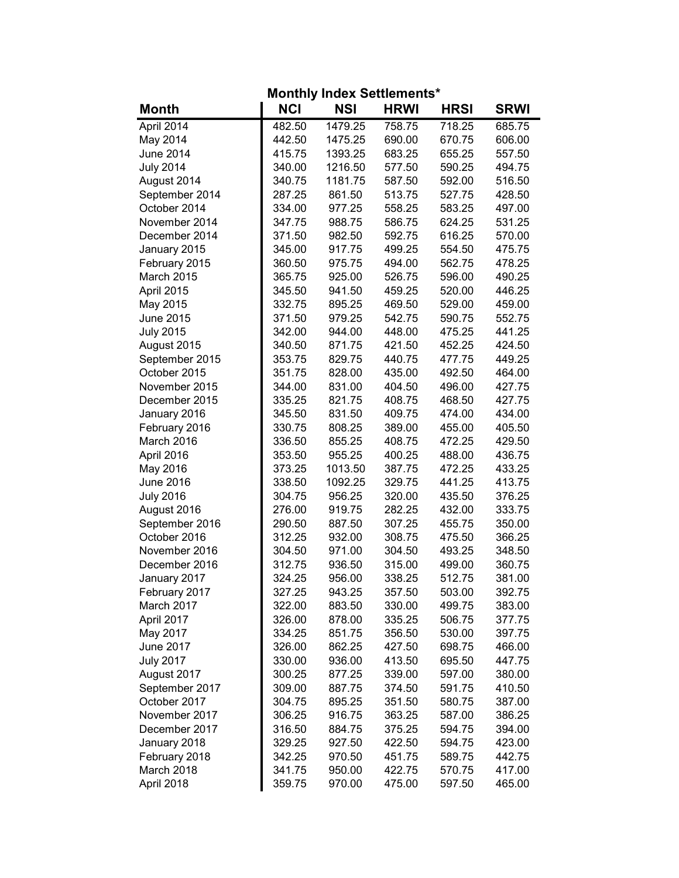**Monthly Index Settlements***

| Month | NCI | NSI | HRWI | HRSI | SRWI |
|---|---|---|---|---|---|
| April 2014 | 482.50 | 1479.25 | 758.75 | 718.25 | 685.75 |
| May 2014 | 442.50 | 1475.25 | 690.00 | 670.75 | 606.00 |
| June 2014 | 415.75 | 1393.25 | 683.25 | 655.25 | 557.50 |
| July 2014 | 340.00 | 1216.50 | 577.50 | 590.25 | 494.75 |
| August 2014 | 340.75 | 1181.75 | 587.50 | 592.00 | 516.50 |
| September 2014 | 287.25 | 861.50 | 513.75 | 527.75 | 428.50 |
| October 2014 | 334.00 | 977.25 | 558.25 | 583.25 | 497.00 |
| November 2014 | 347.75 | 988.75 | 586.75 | 624.25 | 531.25 |
| December 2014 | 371.50 | 982.50 | 592.75 | 616.25 | 570.00 |
| January 2015 | 345.00 | 917.75 | 499.25 | 554.50 | 475.75 |
| February 2015 | 360.50 | 975.75 | 494.00 | 562.75 | 478.25 |
| March 2015 | 365.75 | 925.00 | 526.75 | 596.00 | 490.25 |
| April 2015 | 345.50 | 941.50 | 459.25 | 520.00 | 446.25 |
| May 2015 | 332.75 | 895.25 | 469.50 | 529.00 | 459.00 |
| June 2015 | 371.50 | 979.25 | 542.75 | 590.75 | 552.75 |
| July 2015 | 342.00 | 944.00 | 448.00 | 475.25 | 441.25 |
| August 2015 | 340.50 | 871.75 | 421.50 | 452.25 | 424.50 |
| September 2015 | 353.75 | 829.75 | 440.75 | 477.75 | 449.25 |
| October 2015 | 351.75 | 828.00 | 435.00 | 492.50 | 464.00 |
| November 2015 | 344.00 | 831.00 | 404.50 | 496.00 | 427.75 |
| December 2015 | 335.25 | 821.75 | 408.75 | 468.50 | 427.75 |
| January 2016 | 345.50 | 831.50 | 409.75 | 474.00 | 434.00 |
| February 2016 | 330.75 | 808.25 | 389.00 | 455.00 | 405.50 |
| March 2016 | 336.50 | 855.25 | 408.75 | 472.25 | 429.50 |
| April 2016 | 353.50 | 955.25 | 400.25 | 488.00 | 436.75 |
| May 2016 | 373.25 | 1013.50 | 387.75 | 472.25 | 433.25 |
| June 2016 | 338.50 | 1092.25 | 329.75 | 441.25 | 413.75 |
| July 2016 | 304.75 | 956.25 | 320.00 | 435.50 | 376.25 |
| August 2016 | 276.00 | 919.75 | 282.25 | 432.00 | 333.75 |
| September 2016 | 290.50 | 887.50 | 307.25 | 455.75 | 350.00 |
| October 2016 | 312.25 | 932.00 | 308.75 | 475.50 | 366.25 |
| November 2016 | 304.50 | 971.00 | 304.50 | 493.25 | 348.50 |
| December 2016 | 312.75 | 936.50 | 315.00 | 499.00 | 360.75 |
| January 2017 | 324.25 | 956.00 | 338.25 | 512.75 | 381.00 |
| February 2017 | 327.25 | 943.25 | 357.50 | 503.00 | 392.75 |
| March 2017 | 322.00 | 883.50 | 330.00 | 499.75 | 383.00 |
| April 2017 | 326.00 | 878.00 | 335.25 | 506.75 | 377.75 |
| May 2017 | 334.25 | 851.75 | 356.50 | 530.00 | 397.75 |
| June 2017 | 326.00 | 862.25 | 427.50 | 698.75 | 466.00 |
| July 2017 | 330.00 | 936.00 | 413.50 | 695.50 | 447.75 |
| August 2017 | 300.25 | 877.25 | 339.00 | 597.00 | 380.00 |
| September 2017 | 309.00 | 887.75 | 374.50 | 591.75 | 410.50 |
| October 2017 | 304.75 | 895.25 | 351.50 | 580.75 | 387.00 |
| November 2017 | 306.25 | 916.75 | 363.25 | 587.00 | 386.25 |
| December 2017 | 316.50 | 884.75 | 375.25 | 594.75 | 394.00 |
| January 2018 | 329.25 | 927.50 | 422.50 | 594.75 | 423.00 |
| February 2018 | 342.25 | 970.50 | 451.75 | 589.75 | 442.75 |
| March 2018 | 341.75 | 950.00 | 422.75 | 570.75 | 417.00 |
| April 2018 | 359.75 | 970.00 | 475.00 | 597.50 | 465.00 |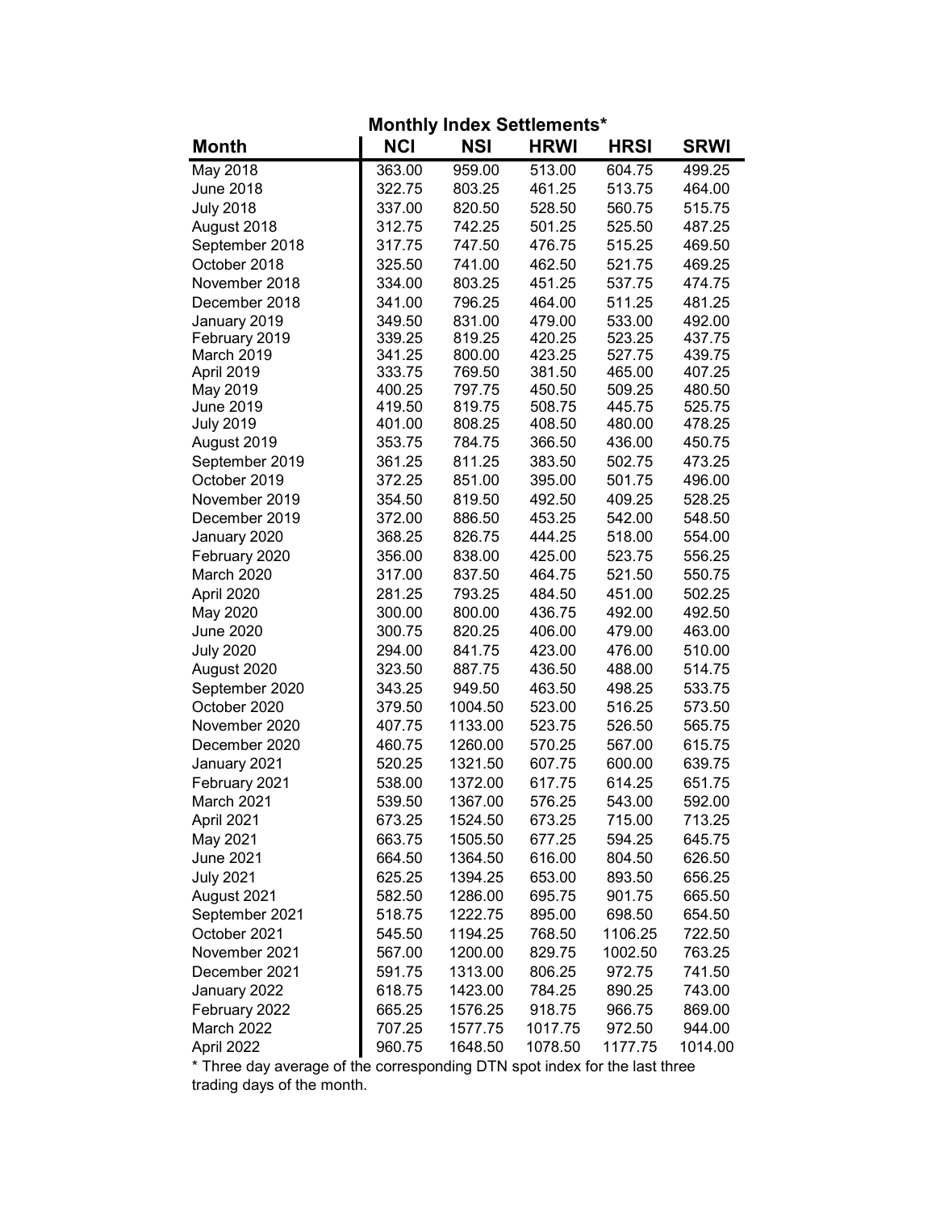## Monthly Index Settlements*

| Month | NCI | NSI | HRWI | HRSI | SRWI |
|---|---|---|---|---|---|
| May 2018 | 363.00 | 959.00 | 513.00 | 604.75 | 499.25 |
| June 2018 | 322.75 | 803.25 | 461.25 | 513.75 | 464.00 |
| July 2018 | 337.00 | 820.50 | 528.50 | 560.75 | 515.75 |
| August 2018 | 312.75 | 742.25 | 501.25 | 525.50 | 487.25 |
| September 2018 | 317.75 | 747.50 | 476.75 | 515.25 | 469.50 |
| October 2018 | 325.50 | 741.00 | 462.50 | 521.75 | 469.25 |
| November 2018 | 334.00 | 803.25 | 451.25 | 537.75 | 474.75 |
| December 2018 | 341.00 | 796.25 | 464.00 | 511.25 | 481.25 |
| January 2019 | 349.50 | 831.00 | 479.00 | 533.00 | 492.00 |
| February 2019 | 339.25 | 819.25 | 420.25 | 523.25 | 437.75 |
| March 2019 | 341.25 | 800.00 | 423.25 | 527.75 | 439.75 |
| April 2019 | 333.75 | 769.50 | 381.50 | 465.00 | 407.25 |
| May 2019 | 400.25 | 797.75 | 450.50 | 509.25 | 480.50 |
| June 2019 | 419.50 | 819.75 | 508.75 | 445.75 | 525.75 |
| July 2019 | 401.00 | 808.25 | 408.50 | 480.00 | 478.25 |
| August 2019 | 353.75 | 784.75 | 366.50 | 436.00 | 450.75 |
| September 2019 | 361.25 | 811.25 | 383.50 | 502.75 | 473.25 |
| October 2019 | 372.25 | 851.00 | 395.00 | 501.75 | 496.00 |
| November 2019 | 354.50 | 819.50 | 492.50 | 409.25 | 528.25 |
| December 2019 | 372.00 | 886.50 | 453.25 | 542.00 | 548.50 |
| January 2020 | 368.25 | 826.75 | 444.25 | 518.00 | 554.00 |
| February 2020 | 356.00 | 838.00 | 425.00 | 523.75 | 556.25 |
| March 2020 | 317.00 | 837.50 | 464.75 | 521.50 | 550.75 |
| April 2020 | 281.25 | 793.25 | 484.50 | 451.00 | 502.25 |
| May 2020 | 300.00 | 800.00 | 436.75 | 492.00 | 492.50 |
| June 2020 | 300.75 | 820.25 | 406.00 | 479.00 | 463.00 |
| July 2020 | 294.00 | 841.75 | 423.00 | 476.00 | 510.00 |
| August 2020 | 323.50 | 887.75 | 436.50 | 488.00 | 514.75 |
| September 2020 | 343.25 | 949.50 | 463.50 | 498.25 | 533.75 |
| October 2020 | 379.50 | 1004.50 | 523.00 | 516.25 | 573.50 |
| November 2020 | 407.75 | 1133.00 | 523.75 | 526.50 | 565.75 |
| December 2020 | 460.75 | 1260.00 | 570.25 | 567.00 | 615.75 |
| January 2021 | 520.25 | 1321.50 | 607.75 | 600.00 | 639.75 |
| February 2021 | 538.00 | 1372.00 | 617.75 | 614.25 | 651.75 |
| March 2021 | 539.50 | 1367.00 | 576.25 | 543.00 | 592.00 |
| April 2021 | 673.25 | 1524.50 | 673.25 | 715.00 | 713.25 |
| May 2021 | 663.75 | 1505.50 | 677.25 | 594.25 | 645.75 |
| June 2021 | 664.50 | 1364.50 | 616.00 | 804.50 | 626.50 |
| July 2021 | 625.25 | 1394.25 | 653.00 | 893.50 | 656.25 |
| August 2021 | 582.50 | 1286.00 | 695.75 | 901.75 | 665.50 |
| September 2021 | 518.75 | 1222.75 | 895.00 | 698.50 | 654.50 |
| October 2021 | 545.50 | 1194.25 | 768.50 | 1106.25 | 722.50 |
| November 2021 | 567.00 | 1200.00 | 829.75 | 1002.50 | 763.25 |
| December 2021 | 591.75 | 1313.00 | 806.25 | 972.75 | 741.50 |
| January 2022 | 618.75 | 1423.00 | 784.25 | 890.25 | 743.00 |
| February 2022 | 665.25 | 1576.25 | 918.75 | 966.75 | 869.00 |
| March 2022 | 707.25 | 1577.75 | 1017.75 | 972.50 | 944.00 |
| April 2022 | 960.75 | 1648.50 | 1078.50 | 1177.75 | 1014.00 |

* Three day average of the corresponding DTN spot index for the last three trading days of the month.